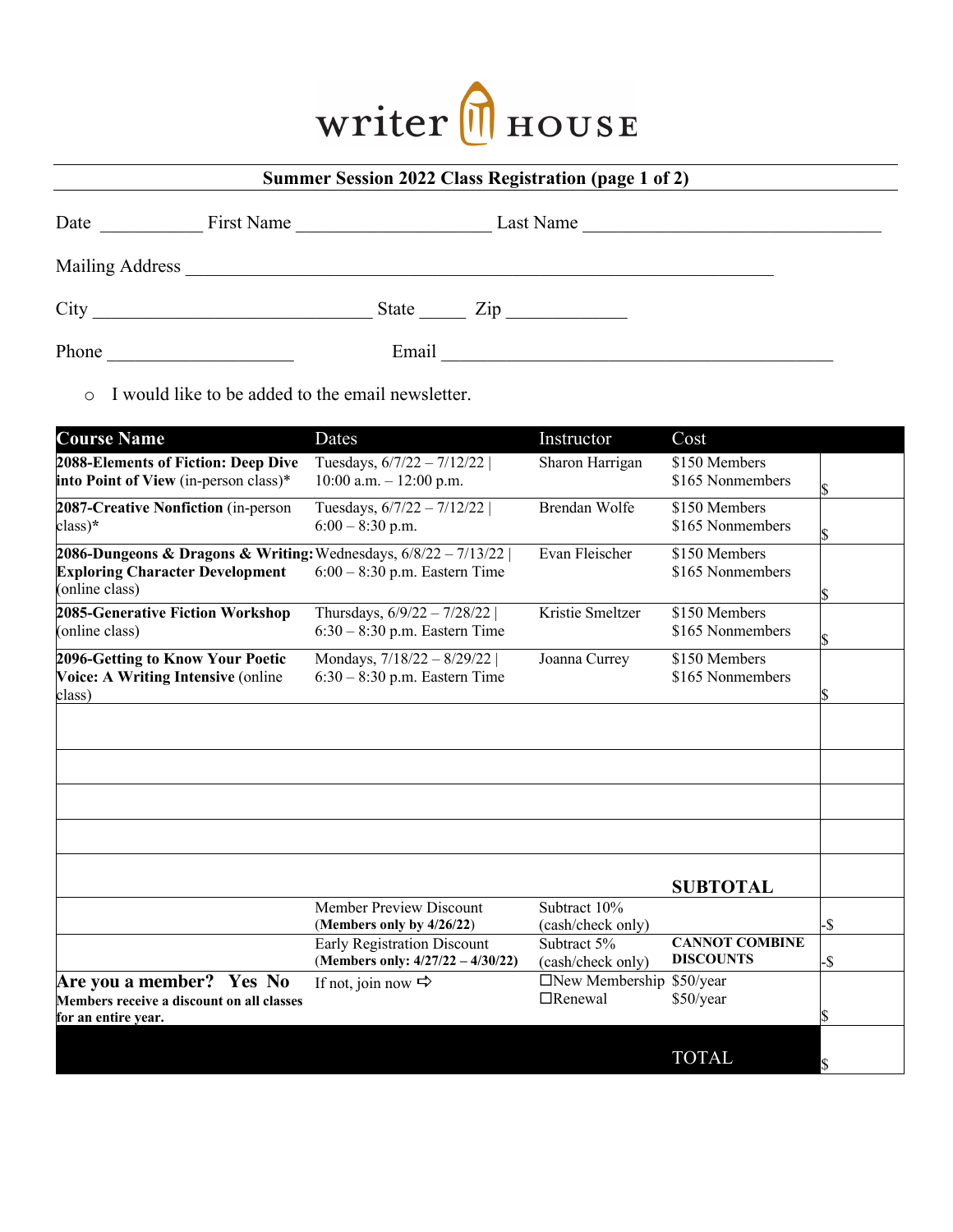# writer HOUSE

## Summer Session 2022 Class Registration (page 1 of 2)

Date ___________ First Name _____________________ Last Name _________________________________

Mailing Address _________________________________________________________________

City ______________________________ State _____ Zip _____________

Phone ____________________ Email ___________________________________________

- I would like to be added to the email newsletter.

| Course Name | Dates | Instructor | Cost | |
|---|---|---|---|---|
| **2088-Elements of Fiction: Deep Dive into Point of View** (in-person class)* | Tuesdays, 6/7/22 – 7/12/22 \| 10:00 a.m. – 12:00 p.m. | Sharon Harrigan | $150 Members<br>$165 Nonmembers | $ |
| **2087-Creative Nonfiction** (in-person class)* | Tuesdays, 6/7/22 – 7/12/22 \| 6:00 – 8:30 p.m. | Brendan Wolfe | $150 Members<br>$165 Nonmembers | $ |
| **2086-Dungeons & Dragons & Writing: Exploring Character Development** (online class) | Wednesdays, 6/8/22 – 7/13/22 \| 6:00 – 8:30 p.m. Eastern Time | Evan Fleischer | $150 Members<br>$165 Nonmembers | $ |
| **2085-Generative Fiction Workshop** (online class) | Thursdays, 6/9/22 – 7/28/22 \| 6:30 – 8:30 p.m. Eastern Time | Kristie Smeltzer | $150 Members<br>$165 Nonmembers | $ |
| **2096-Getting to Know Your Poetic Voice: A Writing Intensive** (online class) | Mondays, 7/18/22 – 8/29/22 \| 6:30 – 8:30 p.m. Eastern Time | Joanna Currey | $150 Members<br>$165 Nonmembers | $ |
| | | | | |
| | | | | |
| | | | | |
| | | | | |
| | | | **SUBTOTAL** | |
| | Member Preview Discount<br>(**Members only by 4/26/22**) | Subtract 10%<br>(cash/check only) | | -$ |
| | Early Registration Discount<br>(**Members only: 4/27/22 – 4/30/22**) | Subtract 5%<br>(cash/check only) | **CANNOT COMBINE DISCOUNTS** | -$ |
| **Are you a member? Yes No**<br>**Members receive a discount on all classes for an entire year.** | If not, join now ⇨ | ☐New Membership<br>☐Renewal | $50/year<br>$50/year | $ |
| | | | TOTAL | $ |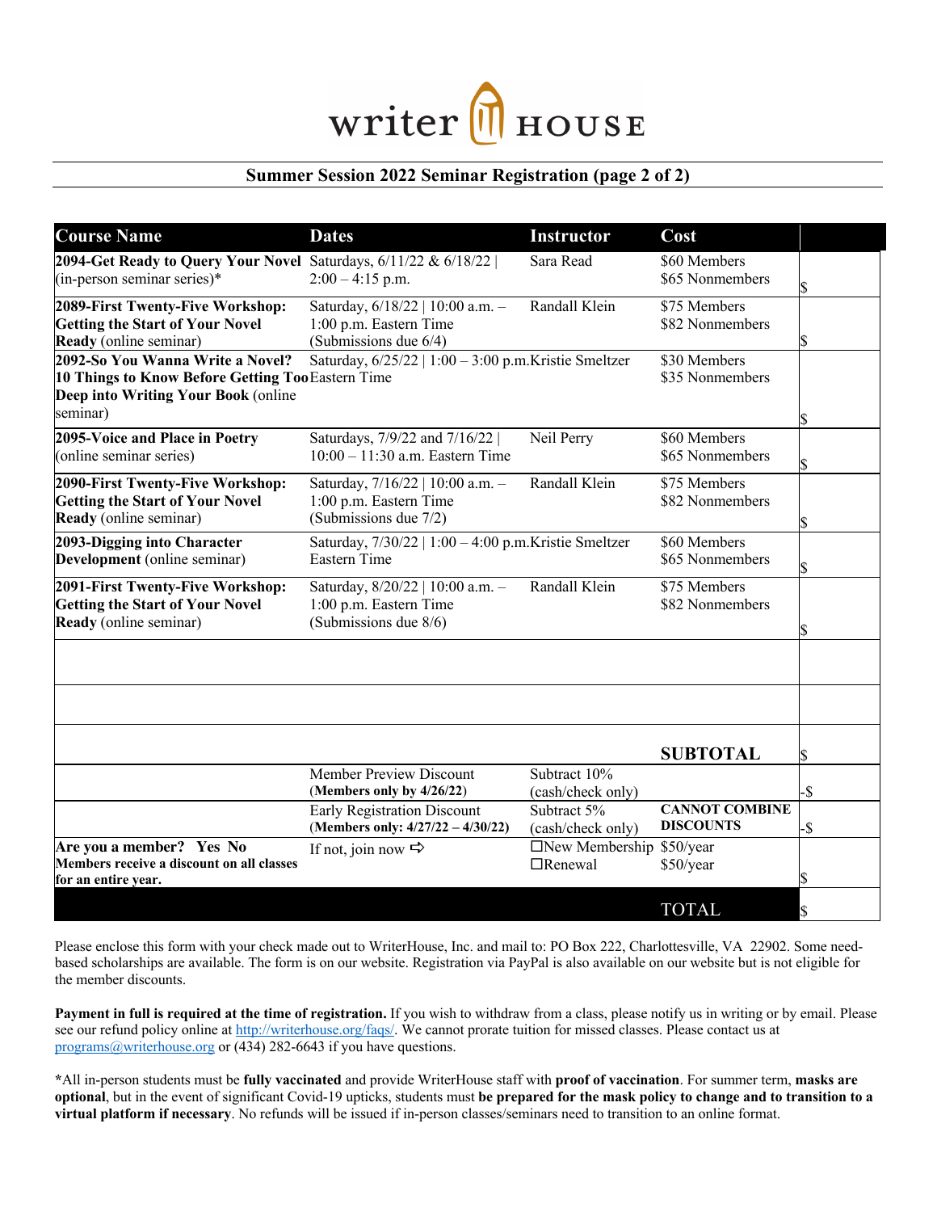writer HOUSE

## Summer Session 2022 Seminar Registration (page 2 of 2)

| Course Name | Dates | Instructor | Cost | |
|---|---|---|---|---|
| **2094-Get Ready to Query Your Novel** (in-person seminar series)* | Saturdays, 6/11/22 & 6/18/22 \| 2:00 – 4:15 p.m. | Sara Read | $60 Members<br>$65 Nonmembers | $ |
| **2089-First Twenty-Five Workshop: Getting the Start of Your Novel Ready** (online seminar) | Saturday, 6/18/22 \| 10:00 a.m. – 1:00 p.m. Eastern Time (Submissions due 6/4) | Randall Klein | $75 Members<br>$82 Nonmembers | $ |
| **2092-So You Wanna Write a Novel? 10 Things to Know Before Getting Too Deep into Writing Your Book** (online seminar) | Saturday, 6/25/22 \| 1:00 – 3:00 p.m. Eastern Time | Kristie Smeltzer | $30 Members<br>$35 Nonmembers | $ |
| **2095-Voice and Place in Poetry** (online seminar series) | Saturdays, 7/9/22 and 7/16/22 \| 10:00 – 11:30 a.m. Eastern Time | Neil Perry | $60 Members<br>$65 Nonmembers | $ |
| **2090-First Twenty-Five Workshop: Getting the Start of Your Novel Ready** (online seminar) | Saturday, 7/16/22 \| 10:00 a.m. – 1:00 p.m. Eastern Time (Submissions due 7/2) | Randall Klein | $75 Members<br>$82 Nonmembers | $ |
| **2093-Digging into Character Development** (online seminar) | Saturday, 7/30/22 \| 1:00 – 4:00 p.m. Eastern Time | Kristie Smeltzer | $60 Members<br>$65 Nonmembers | $ |
| **2091-First Twenty-Five Workshop: Getting the Start of Your Novel Ready** (online seminar) | Saturday, 8/20/22 \| 10:00 a.m. – 1:00 p.m. Eastern Time (Submissions due 8/6) | Randall Klein | $75 Members<br>$82 Nonmembers | $ |
| | | | | |
| | | | | |
| | | | **SUBTOTAL** | $ |
| | Member Preview Discount (**Members only by 4/26/22**) | Subtract 10% (cash/check only) | | -$ |
| | Early Registration Discount (**Members only: 4/27/22 – 4/30/22**) | Subtract 5% (cash/check only) | **CANNOT COMBINE DISCOUNTS** | -$ |
| **Are you a member? Yes No**<br>**Members receive a discount on all classes for an entire year.** | If not, join now ⇨ | ☐New Membership<br>☐Renewal | $50/year<br>$50/year | $ |
| | | | TOTAL | $ |

Please enclose this form with your check made out to WriterHouse, Inc. and mail to: PO Box 222, Charlottesville, VA 22902. Some need-based scholarships are available. The form is on our website. Registration via PayPal is also available on our website but is not eligible for the member discounts.

**Payment in full is required at the time of registration.** If you wish to withdraw from a class, please notify us in writing or by email. Please see our refund policy online at http://writerhouse.org/faqs/. We cannot prorate tuition for missed classes. Please contact us at programs@writerhouse.org or (434) 282-6643 if you have questions.

***All in-person students must be fully vaccinated** and provide WriterHouse staff with **proof of vaccination**. For summer term, **masks are optional**, but in the event of significant Covid-19 upticks, students must **be prepared for the mask policy to change and to transition to a virtual platform if necessary**. No refunds will be issued if in-person classes/seminars need to transition to an online format.